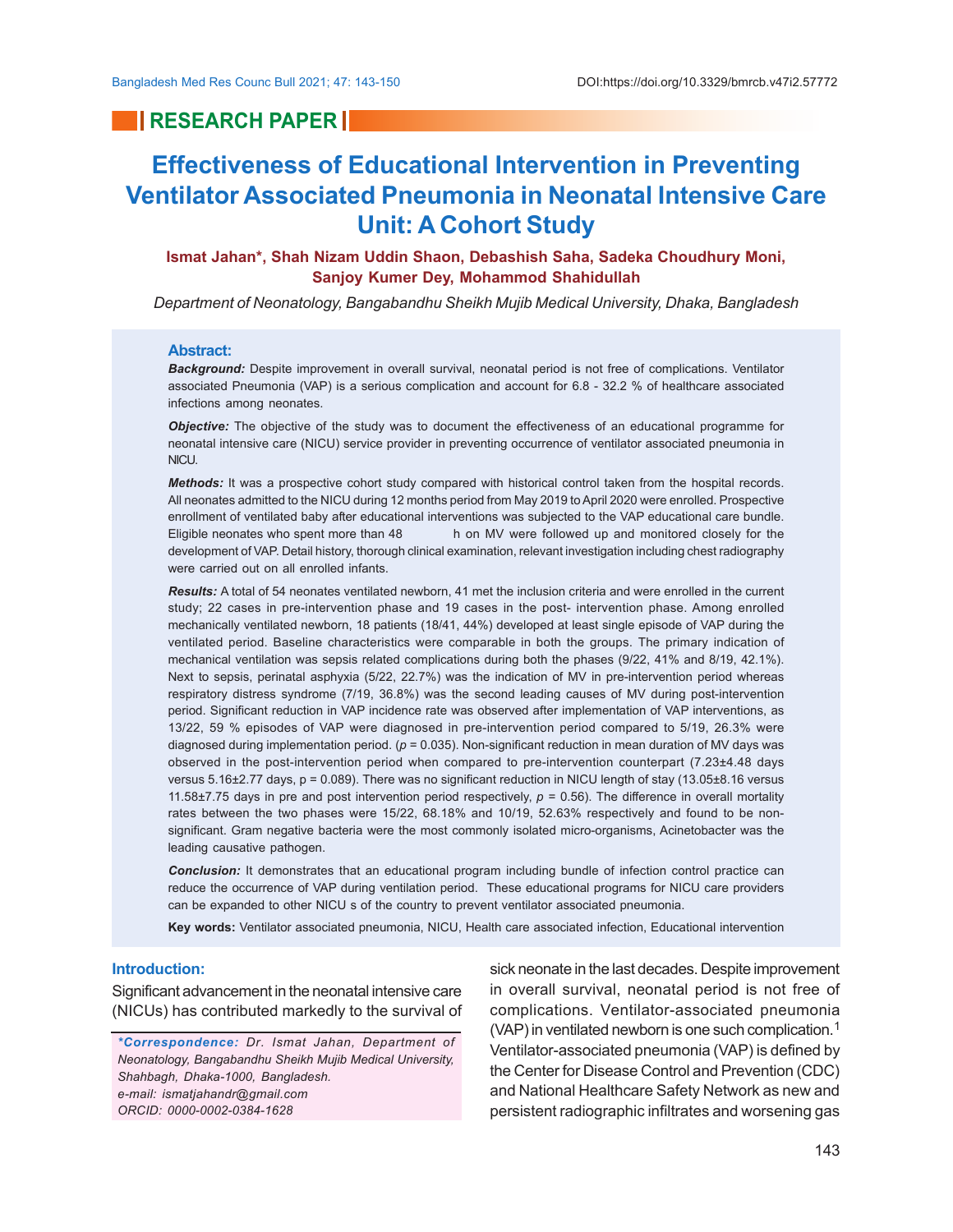RESEARCH PAPER

# Effectiveness of Educational Intervention in Preventing Ventilator Associated Pneumonia in Neonatal Intensive Care Unit: A Cohort Study

**Ismat Jahan*, Shah Nizam Uddin Shaon, Debashish Saha, Sadeka Choudhury Moni, Sanjoy Kumer Dey, Mohammod Shahidullah**

*Department of Neonatology, Bangabandhu Sheikh Mujib Medical University, Dhaka, Bangladesh*

## Abstract:

***Background:*** Despite improvement in overall survival, neonatal period is not free of complications. Ventilator associated Pneumonia (VAP) is a serious complication and account for 6.8 - 32.2 % of healthcare associated infections among neonates.

***Objective:*** The objective of the study was to document the effectiveness of an educational programme for neonatal intensive care (NICU) service provider in preventing occurrence of ventilator associated pneumonia in NICU.

***Methods:*** It was a prospective cohort study compared with historical control taken from the hospital records. All neonates admitted to the NICU during 12 months period from May 2019 to April 2020 were enrolled. Prospective enrollment of ventilated baby after educational interventions was subjected to the VAP educational care bundle. Eligible neonates who spent more than 48 h on MV were followed up and monitored closely for the development of VAP. Detail history, thorough clinical examination, relevant investigation including chest radiography were carried out on all enrolled infants.

***Results:*** A total of 54 neonates ventilated newborn, 41 met the inclusion criteria and were enrolled in the current study; 22 cases in pre-intervention phase and 19 cases in the post- intervention phase. Among enrolled mechanically ventilated newborn, 18 patients (18/41, 44%) developed at least single episode of VAP during the ventilated period. Baseline characteristics were comparable in both the groups. The primary indication of mechanical ventilation was sepsis related complications during both the phases (9/22, 41% and 8/19, 42.1%). Next to sepsis, perinatal asphyxia (5/22, 22.7%) was the indication of MV in pre-intervention period whereas respiratory distress syndrome (7/19, 36.8%) was the second leading causes of MV during post-intervention period. Significant reduction in VAP incidence rate was observed after implementation of VAP interventions, as 13/22, 59 % episodes of VAP were diagnosed in pre-intervention period compared to 5/19, 26.3% were diagnosed during implementation period. ($p$ = 0.035). Non-significant reduction in mean duration of MV days was observed in the post-intervention period when compared to pre-intervention counterpart (7.23±4.48 days versus 5.16±2.77 days, p = 0.089). There was no significant reduction in NICU length of stay (13.05±8.16 versus 11.58±7.75 days in pre and post intervention period respectively, $p$ = 0.56). The difference in overall mortality rates between the two phases were 15/22, 68.18% and 10/19, 52.63% respectively and found to be non-significant. Gram negative bacteria were the most commonly isolated micro-organisms, Acinetobacter was the leading causative pathogen.

***Conclusion:*** It demonstrates that an educational program including bundle of infection control practice can reduce the occurrence of VAP during ventilation period. These educational programs for NICU care providers can be expanded to other NICU s of the country to prevent ventilator associated pneumonia.

**Key words:** Ventilator associated pneumonia, NICU, Health care associated infection, Educational intervention

## Introduction:

Significant advancement in the neonatal intensive care (NICUs) has contributed markedly to the survival of sick neonate in the last decades. Despite improvement in overall survival, neonatal period is not free of complications. Ventilator-associated pneumonia (VAP) in ventilated newborn is one such complication.[1] Ventilator-associated pneumonia (VAP) is defined by the Center for Disease Control and Prevention (CDC) and National Healthcare Safety Network as new and persistent radiographic infiltrates and worsening gas

*\*Correspondence: Dr. Ismat Jahan, Department of Neonatology, Bangabandhu Sheikh Mujib Medical University, Shahbagh, Dhaka-1000, Bangladesh. e-mail: ismatjahandr@gmail.com ORCID: 0000-0002-0384-1628*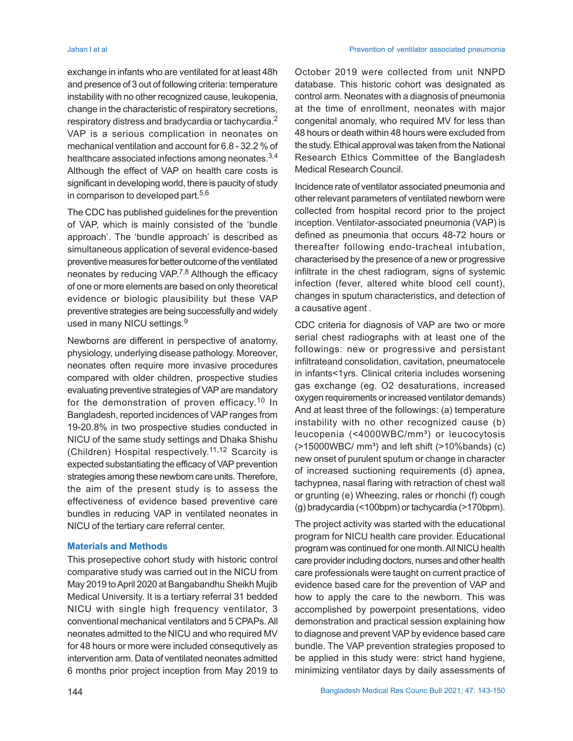exchange in infants who are ventilated for at least 48h and presence of 3 out of following criteria: temperature instability with no other recognized cause, leukopenia, change in the characteristic of respiratory secretions, respiratory distress and bradycardia or tachycardia.[2] VAP is a serious complication in neonates on mechanical ventilation and account for 6.8 - 32.2 % of healthcare associated infections among neonates.[3,4] Although the effect of VAP on health care costs is significant in developing world, there is paucity of study in comparison to developed part.[5,6]

The CDC has published guidelines for the prevention of VAP, which is mainly consisted of the 'bundle approach'. The 'bundle approach' is described as simultaneous application of several evidence-based preventive measures for better outcome of the ventilated neonates by reducing VAP.[7,8] Although the efficacy of one or more elements are based on only theoretical evidence or biologic plausibility but these VAP preventive strategies are being successfully and widely used in many NICU settings.[9]

Newborns are different in perspective of anatomy, physiology, underlying disease pathology. Moreover, neonates often require more invasive procedures compared with older children, prospective studies evaluating preventive strategies of VAP are mandatory for the demonstration of proven efficacy.[10] In Bangladesh, reported incidences of VAP ranges from 19-20.8% in two prospective studies conducted in NICU of the same study settings and Dhaka Shishu (Children) Hospital respectively.[11,12] Scarcity is expected substantiating the efficacy of VAP prevention strategies among these newborn care units. Therefore, the aim of the present study is to assess the effectiveness of evidence based preventive care bundles in reducing VAP in ventilated neonates in NICU of the tertiary care referral center.

## Materials and Methods

This prosepective cohort study with historic control comparative study was carried out in the NICU from May 2019 to April 2020 at Bangabandhu Sheikh Mujib Medical University. It is a tertiary referral 31 bedded NICU with single high frequency ventilator, 3 conventional mechanical ventilators and 5 CPAPs. All neonates admitted to the NICU and who required MV for 48 hours or more were included consequtively as intervention arm. Data of ventilated neonates admitted 6 months prior project inception from May 2019 to October 2019 were collected from unit NNPD database. This historic cohort was designated as control arm. Neonates with a diagnosis of pneumonia at the time of enrollment, neonates with major congenital anomaly, who required MV for less than 48 hours or death within 48 hours were excluded from the study. Ethical approval was taken from the National Research Ethics Committee of the Bangladesh Medical Research Council.

Incidence rate of ventilator associated pneumonia and other relevant parameters of ventilated newborn were collected from hospital record prior to the project inception. Ventilator-associated pneumonia (VAP) is defined as pneumonia that occurs 48-72 hours or thereafter following endo-tracheal intubation, characterised by the presence of a new or progressive infiltrate in the chest radiogram, signs of systemic infection (fever, altered white blood cell count), changes in sputum characteristics, and detection of a causative agent .

CDC criteria for diagnosis of VAP are two or more serial chest radiographs with at least one of the followings: new or progressive and persistant infiltrateand consolidation, cavitation, pneumatocele in infants<1yrs. Clinical criteria includes worsening gas exchange (eg. O2 desaturations, increased oxygen requirements or increased ventilator demands) And at least three of the followings: (a) temperature instability with no other recognized cause (b) leucopenia (<4000WBC/mm³) or leucocytosis (>15000WBC/ mm³) and left shift (>10%band) (c) new onset of purulent sputum or change in character of increased suctioning requirements (d) apnea, tachypnea, nasal flaring with retraction of chest wall or grunting (e) Wheezing, rales or rhonchi (f) cough (g) bradycardia (<100bpm) or tachycardia (>170bpm).

The project activity was started with the educational program for NICU health care provider. Educational program was continued for one month. All NICU health care provider including doctors, nurses and other health care professionals were taught on current practice of evidence based care for the prevention of VAP and how to apply the care to the newborn. This was accomplished by powerpoint presentations, video demonstration and practical session explaining how to diagnose and prevent VAP by evidence based care bundle. The VAP prevention strategies proposed to be applied in this study were: strict hand hygiene, minimizing ventilator days by daily assessments of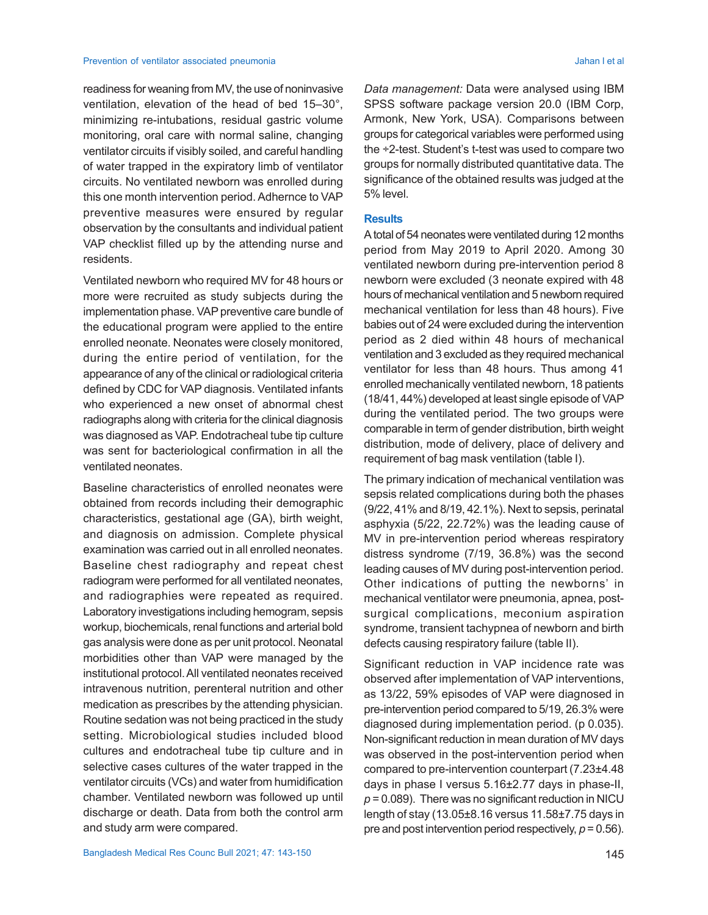readiness for weaning from MV, the use of noninvasive ventilation, elevation of the head of bed 15–30°, minimizing re-intubations, residual gastric volume monitoring, oral care with normal saline, changing ventilator circuits if visibly soiled, and careful handling of water trapped in the expiratory limb of ventilator circuits. No ventilated newborn was enrolled during this one month intervention period. Adhernce to VAP preventive measures were ensured by regular observation by the consultants and individual patient VAP checklist filled up by the attending nurse and residents.

Ventilated newborn who required MV for 48 hours or more were recruited as study subjects during the implementation phase. VAP preventive care bundle of the educational program were applied to the entire enrolled neonate. Neonates were closely monitored, during the entire period of ventilation, for the appearance of any of the clinical or radiological criteria defined by CDC for VAP diagnosis. Ventilated infants who experienced a new onset of abnormal chest radiographs along with criteria for the clinical diagnosis was diagnosed as VAP. Endotracheal tube tip culture was sent for bacteriological confirmation in all the ventilated neonates.

Baseline characteristics of enrolled neonates were obtained from records including their demographic characteristics, gestational age (GA), birth weight, and diagnosis on admission. Complete physical examination was carried out in all enrolled neonates. Baseline chest radiography and repeat chest radiogram were performed for all ventilated neonates, and radiographies were repeated as required. Laboratory investigations including hemogram, sepsis workup, biochemicals, renal functions and arterial bold gas analysis were done as per unit protocol. Neonatal morbidities other than VAP were managed by the institutional protocol. All ventilated neonates received intravenous nutrition, perenteral nutrition and other medication as prescribes by the attending physician. Routine sedation was not being practiced in the study setting. Microbiological studies included blood cultures and endotracheal tube tip culture and in selective cases cultures of the water trapped in the ventilator circuits (VCs) and water from humidification chamber. Ventilated newborn was followed up until discharge or death. Data from both the control arm and study arm were compared.

*Data management:* Data were analysed using IBM SPSS software package version 20.0 (IBM Corp, Armonk, New York, USA). Comparisons between groups for categorical variables were performed using the ÷2-test. Student's t-test was used to compare two groups for normally distributed quantitative data. The significance of the obtained results was judged at the 5% level.

## Results

A total of 54 neonates were ventilated during 12 months period from May 2019 to April 2020. Among 30 ventilated newborn during pre-intervention period 8 newborn were excluded (3 neonate expired with 48 hours of mechanical ventilation and 5 newborn required mechanical ventilation for less than 48 hours). Five babies out of 24 were excluded during the intervention period as 2 died within 48 hours of mechanical ventilation and 3 excluded as they required mechanical ventilator for less than 48 hours. Thus among 41 enrolled mechanically ventilated newborn, 18 patients (18/41, 44%) developed at least single episode of VAP during the ventilated period. The two groups were comparable in term of gender distribution, birth weight distribution, mode of delivery, place of delivery and requirement of bag mask ventilation (table I).

The primary indication of mechanical ventilation was sepsis related complications during both the phases (9/22, 41% and 8/19, 42.1%). Next to sepsis, perinatal asphyxia (5/22, 22.72%) was the leading cause of MV in pre-intervention period whereas respiratory distress syndrome (7/19, 36.8%) was the second leading causes of MV during post-intervention period. Other indications of putting the newborns' in mechanical ventilator were pneumonia, apnea, post-surgical complications, meconium aspiration syndrome, transient tachypnea of newborn and birth defects causing respiratory failure (table II).

Significant reduction in VAP incidence rate was observed after implementation of VAP interventions, as 13/22, 59% episodes of VAP were diagnosed in pre-intervention period compared to 5/19, 26.3% were diagnosed during implementation period. (p 0.035). Non-significant reduction in mean duration of MV days was observed in the post-intervention period when compared to pre-intervention counterpart (7.23±4.48 days in phase I versus 5.16±2.77 days in phase-II, $p = 0.089$). There was no significant reduction in NICU length of stay (13.05±8.16 versus 11.58±7.75 days in pre and post intervention period respectively, $p = 0.56$).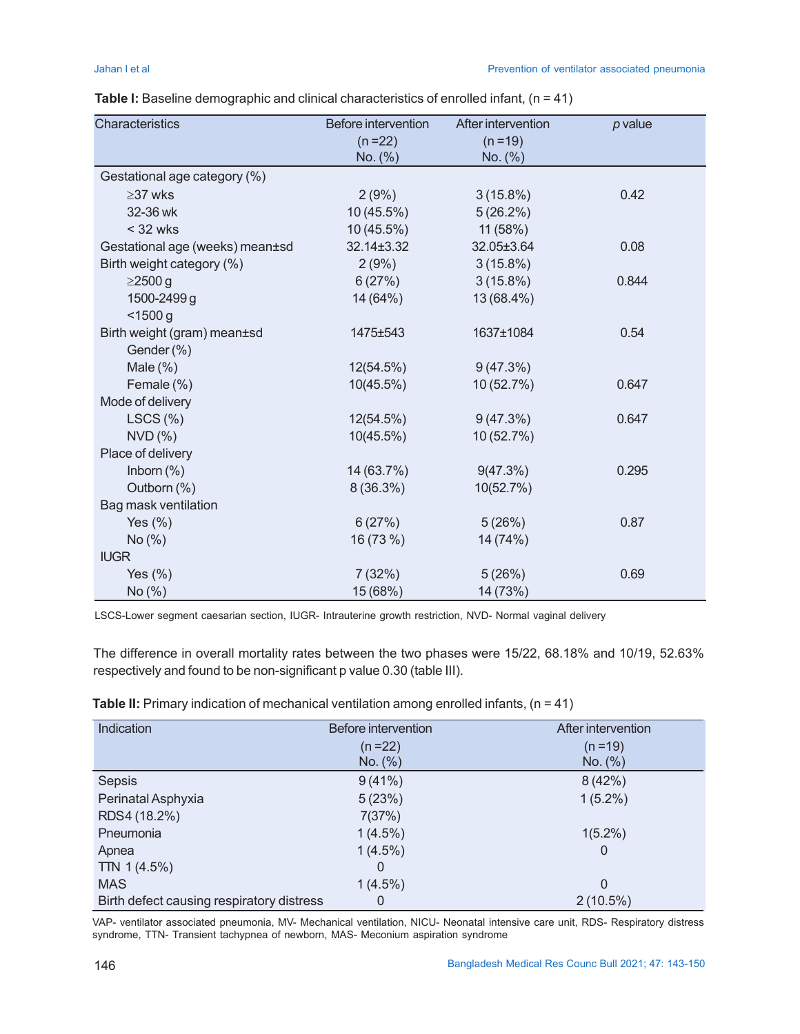**Table I:** Baseline demographic and clinical characteristics of enrolled infant, (n = 41)

| Characteristics | Before intervention (n =22) No. (%) | After intervention (n =19) No. (%) | *p* value |
|---|---|---|---|
| Gestational age category (%) | | | |
| ≥37 wks | 2 (9%) | 3 (15.8%) | 0.42 |
| 32-36 wk | 10 (45.5%) | 5 (26.2%) | |
| < 32 wks | 10 (45.5%) | 11 (58%) | |
| Gestational age (weeks) mean±sd | 32.14±3.32 | 32.05±3.64 | 0.08 |
| Birth weight category (%) | 2 (9%) | 3 (15.8%) | |
| ≥2500 g | 6 (27%) | 3 (15.8%) | 0.844 |
| 1500-2499 g | 14 (64%) | 13 (68.4%) | |
| <1500 g | | | |
| Birth weight (gram) mean±sd | 1475±543 | 1637±1084 | 0.54 |
| Gender (%) | | | |
| Male (%) | 12(54.5%) | 9 (47.3%) | |
| Female (%) | 10(45.5%) | 10 (52.7%) | 0.647 |
| Mode of delivery | | | |
| LSCS (%) | 12(54.5%) | 9 (47.3%) | 0.647 |
| NVD (%) | 10(45.5%) | 10 (52.7%) | |
| Place of delivery | | | |
| Inborn (%) | 14 (63.7%) | 9(47.3%) | 0.295 |
| Outborn (%) | 8 (36.3%) | 10(52.7%) | |
| Bag mask ventilation | | | |
| Yes (%) | 6 (27%) | 5 (26%) | 0.87 |
| No (%) | 16 (73 %) | 14 (74%) | |
| IUGR | | | |
| Yes (%) | 7 (32%) | 5 (26%) | 0.69 |
| No (%) | 15 (68%) | 14 (73%) | |

LSCS-Lower segment caesarian section, IUGR- Intrauterine growth restriction, NVD- Normal vaginal delivery

The difference in overall mortality rates between the two phases were 15/22, 68.18% and 10/19, 52.63% respectively and found to be non-significant p value 0.30 (table III).

**Table II:** Primary indication of mechanical ventilation among enrolled infants, (n = 41)

| Indication | Before intervention (n =22) No. (%) | After intervention (n =19) No. (%) |
|---|---|---|
| Sepsis | 9 (41%) | 8 (42%) |
| Perinatal Asphyxia | 5 (23%) | 1 (5.2%) |
| RDS4 (18.2%) | 7(37%) | |
| Pneumonia | 1 (4.5%) | 1(5.2%) |
| Apnea | 1 (4.5%) | 0 |
| TTN 1 (4.5%) | 0 | |
| MAS | 1 (4.5%) | 0 |
| Birth defect causing respiratory distress | 0 | 2 (10.5%) |

VAP- ventilator associated pneumonia, MV- Mechanical ventilation, NICU- Neonatal intensive care unit, RDS- Respiratory distress syndrome, TTN- Transient tachypnea of newborn, MAS- Meconium aspiration syndrome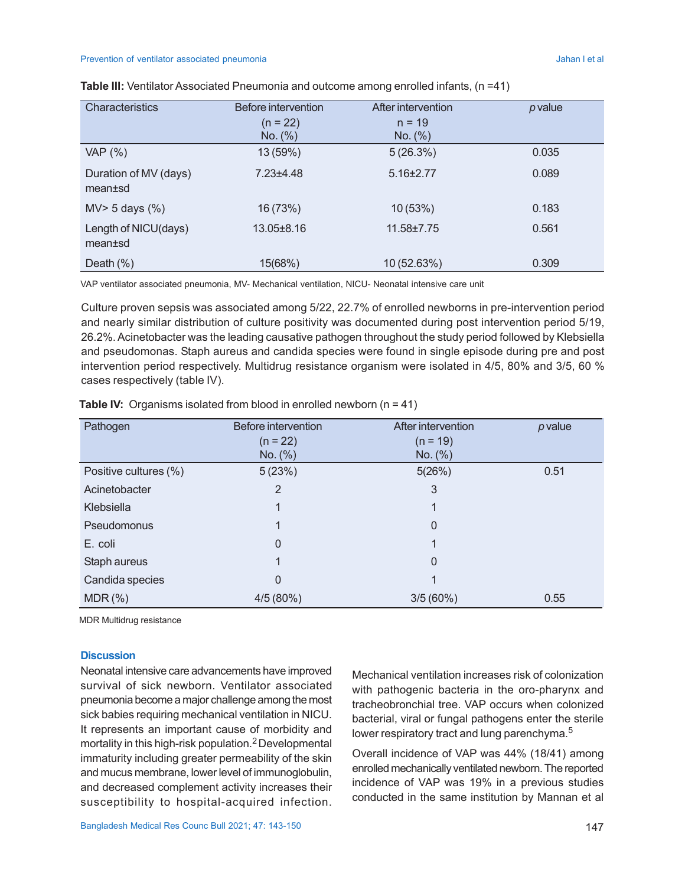**Table III:** Ventilator Associated Pneumonia and outcome among enrolled infants, (n =41)

| Characteristics | Before intervention (n = 22) No. (%) | After intervention n = 19 No. (%) | *p* value |
|---|---|---|---|
| VAP (%) | 13 (59%) | 5 (26.3%) | 0.035 |
| Duration of MV (days) mean±sd | 7.23±4.48 | 5.16±2.77 | 0.089 |
| MV> 5 days (%) | 16 (73%) | 10 (53%) | 0.183 |
| Length of NICU(days) mean±sd | 13.05±8.16 | 11.58±7.75 | 0.561 |
| Death (%) | 15(68%) | 10 (52.63%) | 0.309 |

VAP ventilator associated pneumonia, MV- Mechanical ventilation, NICU- Neonatal intensive care unit

Culture proven sepsis was associated among 5/22, 22.7% of enrolled newborns in pre-intervention period and nearly similar distribution of culture positivity was documented during post intervention period 5/19, 26.2%. Acinetobacter was the leading causative pathogen throughout the study period followed by Klebsiella and pseudomonas. Staph aureus and candida species were found in single episode during pre and post intervention period respectively. Multidrug resistance organism were isolated in 4/5, 80% and 3/5, 60 % cases respectively (table IV).

**Table IV:** Organisms isolated from blood in enrolled newborn (n = 41)

| Pathogen | Before intervention (n = 22) No. (%) | After intervention (n = 19) No. (%) | *p* value |
|---|---|---|---|
| Positive cultures (%) | 5 (23%) | 5(26%) | 0.51 |
| Acinetobacter | 2 | 3 | |
| Klebsiella | 1 | 1 | |
| Pseudomonus | 1 | 0 | |
| E. coli | 0 | 1 | |
| Staph aureus | 1 | 0 | |
| Candida species | 0 | 1 | |
| MDR (%) | 4/5 (80%) | 3/5 (60%) | 0.55 |

MDR Multidrug resistance

## Discussion

Neonatal intensive care advancements have improved survival of sick newborn. Ventilator associated pneumonia become a major challenge among the most sick babies requiring mechanical ventilation in NICU. It represents an important cause of morbidity and mortality in this high-risk population.[2] Developmental immaturity including greater permeability of the skin and mucus membrane, lower level of immunoglobulin, and decreased complement activity increases their susceptibility to hospital-acquired infection. Mechanical ventilation increases risk of colonization with pathogenic bacteria in the oro-pharynx and tracheobronchial tree. VAP occurs when colonized bacterial, viral or fungal pathogens enter the sterile lower respiratory tract and lung parenchyma.[5]

Overall incidence of VAP was 44% (18/41) among enrolled mechanically ventilated newborn. The reported incidence of VAP was 19% in a previous studies conducted in the same institution by Mannan et al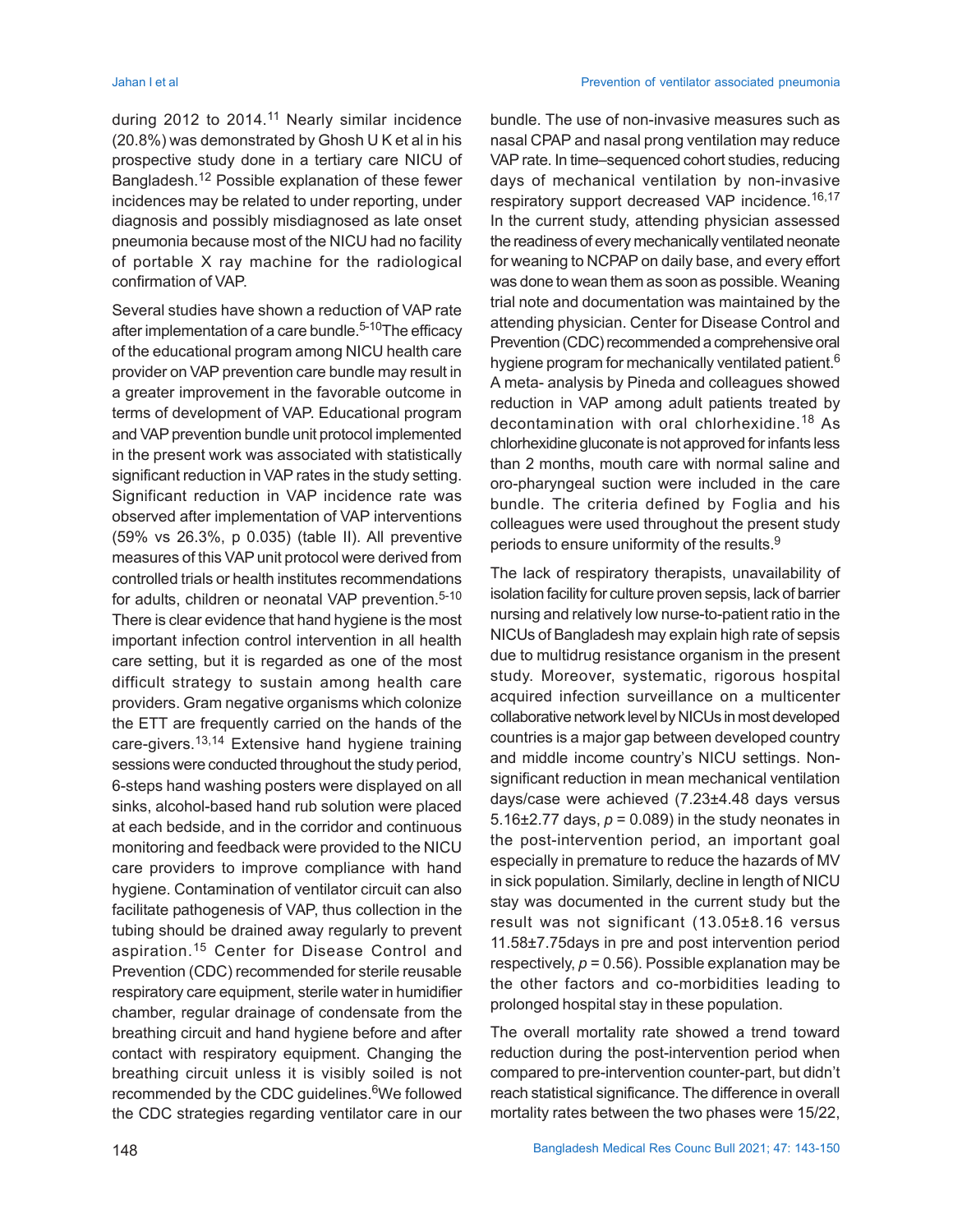during 2012 to 2014.[11] Nearly similar incidence (20.8%) was demonstrated by Ghosh U K et al in his prospective study done in a tertiary care NICU of Bangladesh.[12] Possible explanation of these fewer incidences may be related to under reporting, under diagnosis and possibly misdiagnosed as late onset pneumonia because most of the NICU had no facility of portable X ray machine for the radiological confirmation of VAP.

Several studies have shown a reduction of VAP rate after implementation of a care bundle.[5-10] The efficacy of the educational program among NICU health care provider on VAP prevention care bundle may result in a greater improvement in the favorable outcome in terms of development of VAP. Educational program and VAP prevention bundle unit protocol implemented in the present work was associated with statistically significant reduction in VAP rates in the study setting. Significant reduction in VAP incidence rate was observed after implementation of VAP interventions (59% vs 26.3%, p 0.035) (table II). All preventive measures of this VAP unit protocol were derived from controlled trials or health institutes recommendations for adults, children or neonatal VAP prevention.[5-10] There is clear evidence that hand hygiene is the most important infection control intervention in all health care setting, but it is regarded as one of the most difficult strategy to sustain among health care providers. Gram negative organisms which colonize the ETT are frequently carried on the hands of the care-givers.[13,14] Extensive hand hygiene training sessions were conducted throughout the study period, 6-steps hand washing posters were displayed on all sinks, alcohol-based hand rub solution were placed at each bedside, and in the corridor and continuous monitoring and feedback were provided to the NICU care providers to improve compliance with hand hygiene. Contamination of ventilator circuit can also facilitate pathogenesis of VAP, thus collection in the tubing should be drained away regularly to prevent aspiration.[15] Center for Disease Control and Prevention (CDC) recommended for sterile reusable respiratory care equipment, sterile water in humidifier chamber, regular drainage of condensate from the breathing circuit and hand hygiene before and after contact with respiratory equipment. Changing the breathing circuit unless it is visibly soiled is not recommended by the CDC guidelines.[6] We followed the CDC strategies regarding ventilator care in our bundle. The use of non-invasive measures such as nasal CPAP and nasal prong ventilation may reduce VAP rate. In time–sequenced cohort studies, reducing days of mechanical ventilation by non-invasive respiratory support decreased VAP incidence.[16,17] In the current study, attending physician assessed the readiness of every mechanically ventilated neonate for weaning to NCPAP on daily base, and every effort was done to wean them as soon as possible. Weaning trial note and documentation was maintained by the attending physician. Center for Disease Control and Prevention (CDC) recommended a comprehensive oral hygiene program for mechanically ventilated patient.[6] A meta- analysis by Pineda and colleagues showed reduction in VAP among adult patients treated by decontamination with oral chlorhexidine.[18] As chlorhexidine gluconate is not approved for infants less than 2 months, mouth care with normal saline and oro-pharyngeal suction were included in the care bundle. The criteria defined by Foglia and his colleagues were used throughout the present study periods to ensure uniformity of the results.[9]

The lack of respiratory therapists, unavailability of isolation facility for culture proven sepsis, lack of barrier nursing and relatively low nurse-to-patient ratio in the NICUs of Bangladesh may explain high rate of sepsis due to multidrug resistance organism in the present study. Moreover, systematic, rigorous hospital acquired infection surveillance on a multicenter collaborative network level by NICUs in most developed countries is a major gap between developed country and middle income country's NICU settings. Non-significant reduction in mean mechanical ventilation days/case were achieved (7.23±4.48 days versus 5.16±2.77 days, $p = 0.089$) in the study neonates in the post-intervention period, an important goal especially in premature to reduce the hazards of MV in sick population. Similarly, decline in length of NICU stay was documented in the current study but the result was not significant (13.05±8.16 versus 11.58±7.75days in pre and post intervention period respectively, $p = 0.56$). Possible explanation may be the other factors and co-morbidities leading to prolonged hospital stay in these population.

The overall mortality rate showed a trend toward reduction during the post-intervention period when compared to pre-intervention counter-part, but didn't reach statistical significance. The difference in overall mortality rates between the two phases were 15/22,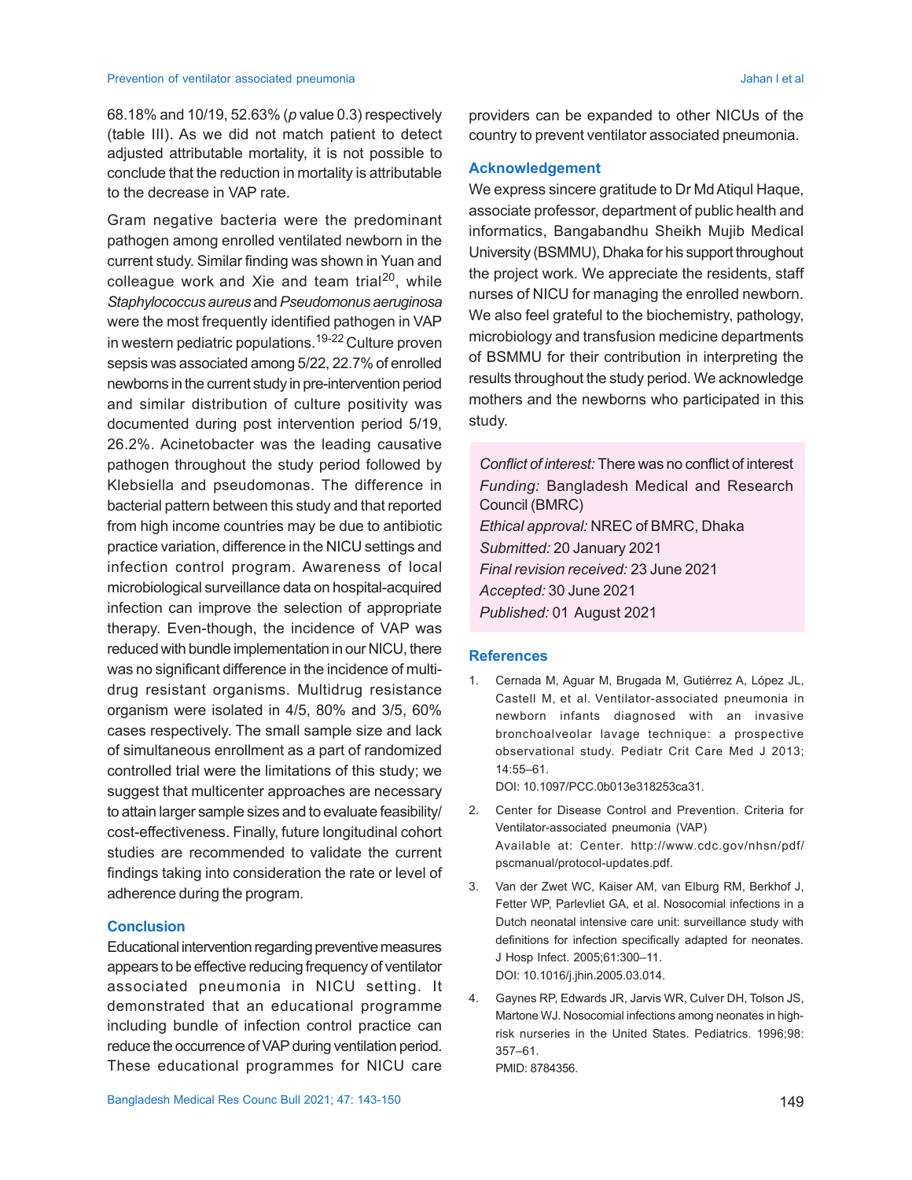68.18% and 10/19, 52.63% ($p$ value 0.3) respectively (table III). As we did not match patient to detect adjusted attributable mortality, it is not possible to conclude that the reduction in mortality is attributable to the decrease in VAP rate.

Gram negative bacteria were the predominant pathogen among enrolled ventilated newborn in the current study. Similar finding was shown in Yuan and colleague work and Xie and team trial[20], while *Staphylococcus aureus* and *Pseudomonus aeruginosa* were the most frequently identified pathogen in VAP in western pediatric populations.[19-22] Culture proven sepsis was associated among 5/22, 22.7% of enrolled newborns in the current study in pre-intervention period and similar distribution of culture positivity was documented during post intervention period 5/19, 26.2%. Acinetobacter was the leading causative pathogen throughout the study period followed by Klebsiella and pseudomonas. The difference in bacterial pattern between this study and that reported from high income countries may be due to antibiotic practice variation, difference in the NICU settings and infection control program. Awareness of local microbiological surveillance data on hospital-acquired infection can improve the selection of appropriate therapy. Even-though, the incidence of VAP was reduced with bundle implementation in our NICU, there was no significant difference in the incidence of multi-drug resistant organisms. Multidrug resistance organism were isolated in 4/5, 80% and 3/5, 60% cases respectively. The small sample size and lack of simultaneous enrollment as a part of randomized controlled trial were the limitations of this study; we suggest that multicenter approaches are necessary to attain larger sample sizes and to evaluate feasibility/cost-effectiveness. Finally, future longitudinal cohort studies are recommended to validate the current findings taking into consideration the rate or level of adherence during the program.

## Conclusion

Educational intervention regarding preventive measures appears to be effective reducing frequency of ventilator associated pneumonia in NICU setting. It demonstrated that an educational programme including bundle of infection control practice can reduce the occurrence of VAP during ventilation period. These educational programmes for NICU care providers can be expanded to other NICUs of the country to prevent ventilator associated pneumonia.

## Acknowledgement

We express sincere gratitude to Dr Md Atiqul Haque, associate professor, department of public health and informatics, Bangabandhu Sheikh Mujib Medical University (BSMMU), Dhaka for his support throughout the project work. We appreciate the residents, staff nurses of NICU for managing the enrolled newborn. We also feel grateful to the biochemistry, pathology, microbiology and transfusion medicine departments of BSMMU for their contribution in interpreting the results throughout the study period. We acknowledge mothers and the newborns who participated in this study.

*Conflict of interest:* There was no conflict of interest
*Funding:* Bangladesh Medical and Research Council (BMRC)
*Ethical approval:* NREC of BMRC, Dhaka
*Submitted:* 20 January 2021
*Final revision received:* 23 June 2021
*Accepted:* 30 June 2021
*Published:* 01 August 2021

## References

1. Cernada M, Aguar M, Brugada M, Gutiérrez A, López JL, Castell M, et al. Ventilator-associated pneumonia in newborn infants diagnosed with an invasive bronchoalveolar lavage technique: a prospective observational study. Pediatr Crit Care Med J 2013; 14:55–61.
   DOI: 10.1097/PCC.0b013e318253ca31.
2. Center for Disease Control and Prevention. Criteria for Ventilator-associated pneumonia (VAP)
   Available at: Center. http://www.cdc.gov/nhsn/pdf/pscmanual/protocol-updates.pdf.
3. Van der Zwet WC, Kaiser AM, van Elburg RM, Berkhof J, Fetter WP, Parlevliet GA, et al. Nosocomial infections in a Dutch neonatal intensive care unit: surveillance study with definitions for infection specifically adapted for neonates. J Hosp Infect. 2005;61:300–11.
   DOI: 10.1016/j.jhin.2005.03.014.
4. Gaynes RP, Edwards JR, Jarvis WR, Culver DH, Tolson JS, Martone WJ. Nosocomial infections among neonates in high-risk nurseries in the United States. Pediatrics. 1996;98: 357–61.
   PMID: 8784356.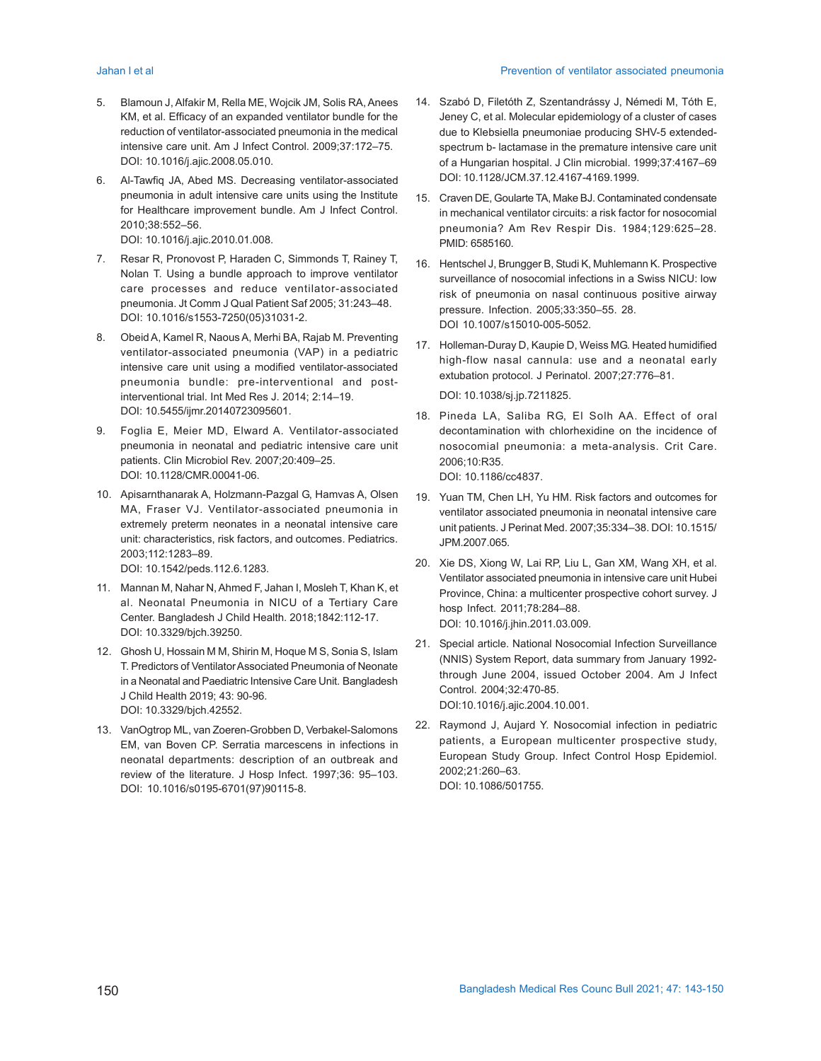5. Blamoun J, Alfakir M, Rella ME, Wojcik JM, Solis RA, Anees KM, et al. Efficacy of an expanded ventilator bundle for the reduction of ventilator-associated pneumonia in the medical intensive care unit. Am J Infect Control. 2009;37:172–75. DOI: 10.1016/j.ajic.2008.05.010.

6. Al-Tawfiq JA, Abed MS. Decreasing ventilator-associated pneumonia in adult intensive care units using the Institute for Healthcare improvement bundle. Am J Infect Control. 2010;38:552–56. DOI: 10.1016/j.ajic.2010.01.008.

7. Resar R, Pronovost P, Haraden C, Simmonds T, Rainey T, Nolan T. Using a bundle approach to improve ventilator care processes and reduce ventilator-associated pneumonia. Jt Comm J Qual Patient Saf 2005; 31:243–48. DOI: 10.1016/s1553-7250(05)31031-2.

8. Obeid A, Kamel R, Naous A, Merhi BA, Rajab M. Preventing ventilator-associated pneumonia (VAP) in a pediatric intensive care unit using a modified ventilator-associated pneumonia bundle: pre-interventional and post-interventional trial. Int Med Res J. 2014; 2:14–19. DOI: 10.5455/ijmr.20140723095601.

9. Foglia E, Meier MD, Elward A. Ventilator-associated pneumonia in neonatal and pediatric intensive care unit patients. Clin Microbiol Rev. 2007;20:409–25. DOI: 10.1128/CMR.00041-06.

10. Apisarnthanarak A, Holzmann-Pazgal G, Hamvas A, Olsen MA, Fraser VJ. Ventilator-associated pneumonia in extremely preterm neonates in a neonatal intensive care unit: characteristics, risk factors, and outcomes. Pediatrics. 2003;112:1283–89. DOI: 10.1542/peds.112.6.1283.

11. Mannan M, Nahar N, Ahmed F, Jahan I, Mosleh T, Khan K, et al. Neonatal Pneumonia in NICU of a Tertiary Care Center. Bangladesh J Child Health. 2018;1842:112-17. DOI: 10.3329/bjch.39250.

12. Ghosh U, Hossain M M, Shirin M, Hoque M S, Sonia S, Islam T. Predictors of Ventilator Associated Pneumonia of Neonate in a Neonatal and Paediatric Intensive Care Unit. Bangladesh J Child Health 2019; 43: 90-96. DOI: 10.3329/bjch.42552.

13. VanOgtrop ML, van Zoeren-Grobben D, Verbakel-Salomons EM, van Boven CP. Serratia marcescens in infections in neonatal departments: description of an outbreak and review of the literature. J Hosp Infect. 1997;36: 95–103. DOI: 10.1016/s0195-6701(97)90115-8.

14. Szabó D, Filetóth Z, Szentandrássy J, Némedi M, Tóth E, Jeney C, et al. Molecular epidemiology of a cluster of cases due to Klebsiella pneumoniae producing SHV-5 extended-spectrum b- lactamase in the premature intensive care unit of a Hungarian hospital. J Clin microbial. 1999;37:4167–69 DOI: 10.1128/JCM.37.12.4167-4169.1999.

15. Craven DE, Goularte TA, Make BJ. Contaminated condensate in mechanical ventilator circuits: a risk factor for nosocomial pneumonia? Am Rev Respir Dis. 1984;129:625–28. PMID: 6585160.

16. Hentschel J, Brungger B, Studi K, Muhlemann K. Prospective surveillance of nosocomial infections in a Swiss NICU: low risk of pneumonia on nasal continuous positive airway pressure. Infection. 2005;33:350–55. 28. DOI 10.1007/s15010-005-5052.

17. Holleman-Duray D, Kaupie D, Weiss MG. Heated humidified high-flow nasal cannula: use and a neonatal early extubation protocol. J Perinatol. 2007;27:776–81. DOI: 10.1038/sj.jp.7211825.

18. Pineda LA, Saliba RG, El Solh AA. Effect of oral decontamination with chlorhexidine on the incidence of nosocomial pneumonia: a meta-analysis. Crit Care. 2006;10:R35. DOI: 10.1186/cc4837.

19. Yuan TM, Chen LH, Yu HM. Risk factors and outcomes for ventilator associated pneumonia in neonatal intensive care unit patients. J Perinat Med. 2007;35:334–38. DOI: 10.1515/JPM.2007.065.

20. Xie DS, Xiong W, Lai RP, Liu L, Gan XM, Wang XH, et al. Ventilator associated pneumonia in intensive care unit Hubei Province, China: a multicenter prospective cohort survey. J hosp Infect. 2011;78:284–88. DOI: 10.1016/j.jhin.2011.03.009.

21. Special article. National Nosocomial Infection Surveillance (NNIS) System Report, data summary from January 1992-through June 2004, issued October 2004. Am J Infect Control. 2004;32:470-85. DOI:10.1016/j.ajic.2004.10.001.

22. Raymond J, Aujard Y. Nosocomial infection in pediatric patients, a European multicenter prospective study, European Study Group. Infect Control Hosp Epidemiol. 2002;21:260–63. DOI: 10.1086/501755.